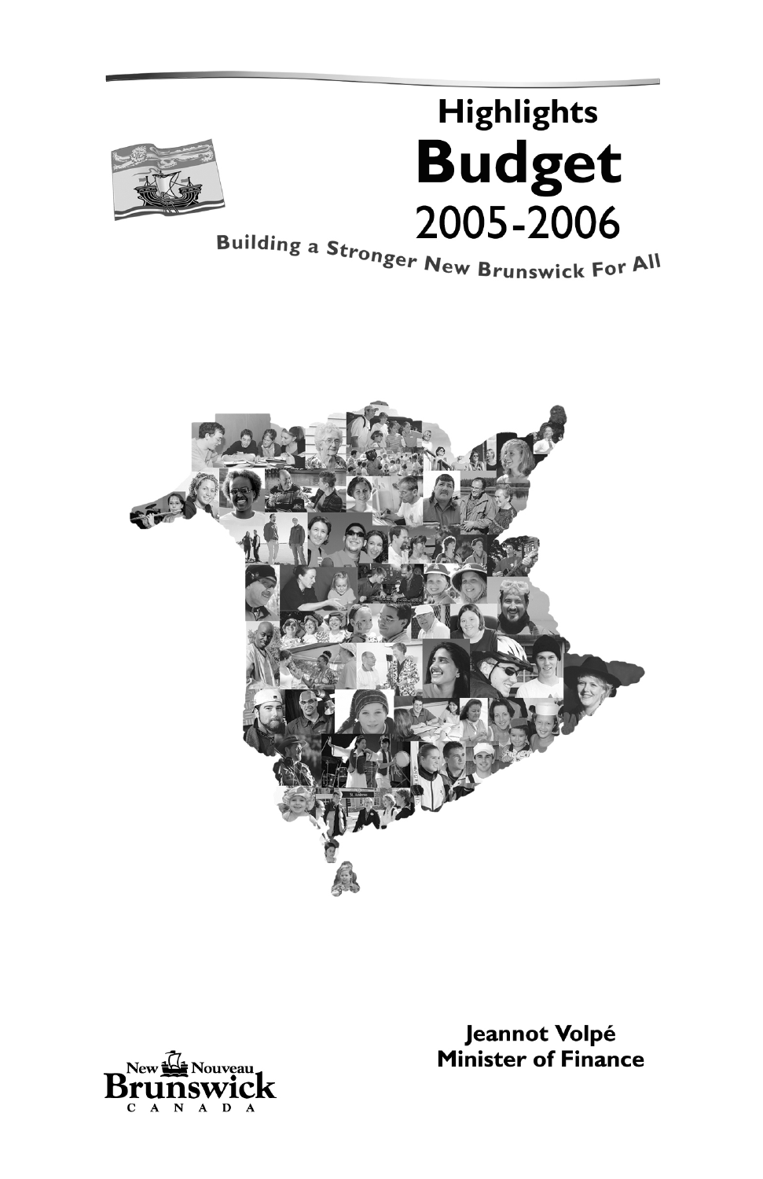# Highlights

# Budget 2005-2006

## Building a Stronger New Brunswick For All

**Jeannot Volpé**
**Minister of Finance**

New Nouveau Brunswick CANADA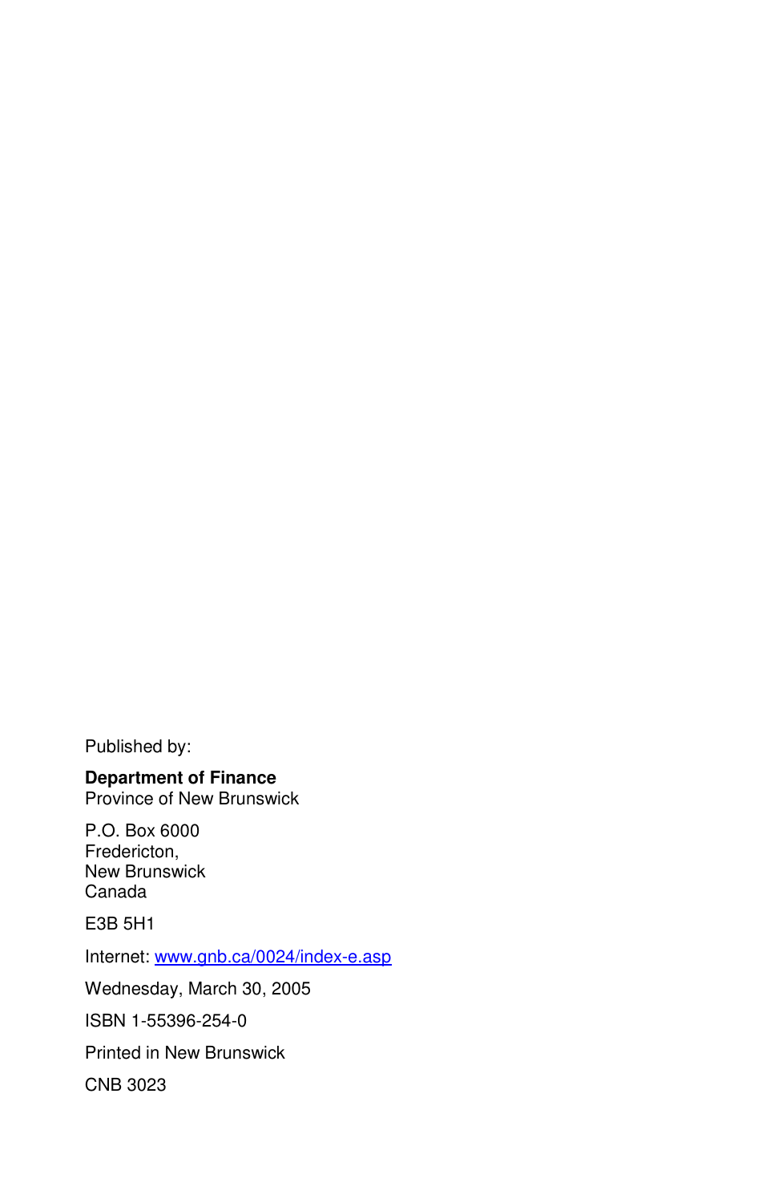Published by:

**Department of Finance**
Province of New Brunswick

P.O. Box 6000
Fredericton,
New Brunswick
Canada

E3B 5H1

Internet: [www.gnb.ca/0024/index-e.asp](http://www.gnb.ca/0024/index-e.asp)

Wednesday, March 30, 2005

ISBN 1-55396-254-0

Printed in New Brunswick

CNB 3023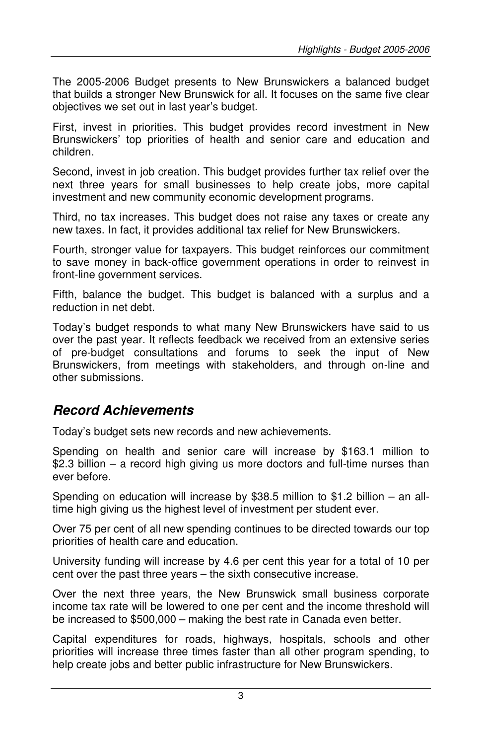The 2005-2006 Budget presents to New Brunswickers a balanced budget that builds a stronger New Brunswick for all. It focuses on the same five clear objectives we set out in last year's budget.

First, invest in priorities. This budget provides record investment in New Brunswickers' top priorities of health and senior care and education and children.

Second, invest in job creation. This budget provides further tax relief over the next three years for small businesses to help create jobs, more capital investment and new community economic development programs.

Third, no tax increases. This budget does not raise any taxes or create any new taxes. In fact, it provides additional tax relief for New Brunswickers.

Fourth, stronger value for taxpayers. This budget reinforces our commitment to save money in back-office government operations in order to reinvest in front-line government services.

Fifth, balance the budget. This budget is balanced with a surplus and a reduction in net debt.

Today's budget responds to what many New Brunswickers have said to us over the past year. It reflects feedback we received from an extensive series of pre-budget consultations and forums to seek the input of New Brunswickers, from meetings with stakeholders, and through on-line and other submissions.

## *Record Achievements*

Today's budget sets new records and new achievements.

Spending on health and senior care will increase by $163.1 million to $2.3 billion – a record high giving us more doctors and full-time nurses than ever before.

Spending on education will increase by $38.5 million to $1.2 billion – an all-time high giving us the highest level of investment per student ever.

Over 75 per cent of all new spending continues to be directed towards our top priorities of health care and education.

University funding will increase by 4.6 per cent this year for a total of 10 per cent over the past three years – the sixth consecutive increase.

Over the next three years, the New Brunswick small business corporate income tax rate will be lowered to one per cent and the income threshold will be increased to $500,000 – making the best rate in Canada even better.

Capital expenditures for roads, highways, hospitals, schools and other priorities will increase three times faster than all other program spending, to help create jobs and better public infrastructure for New Brunswickers.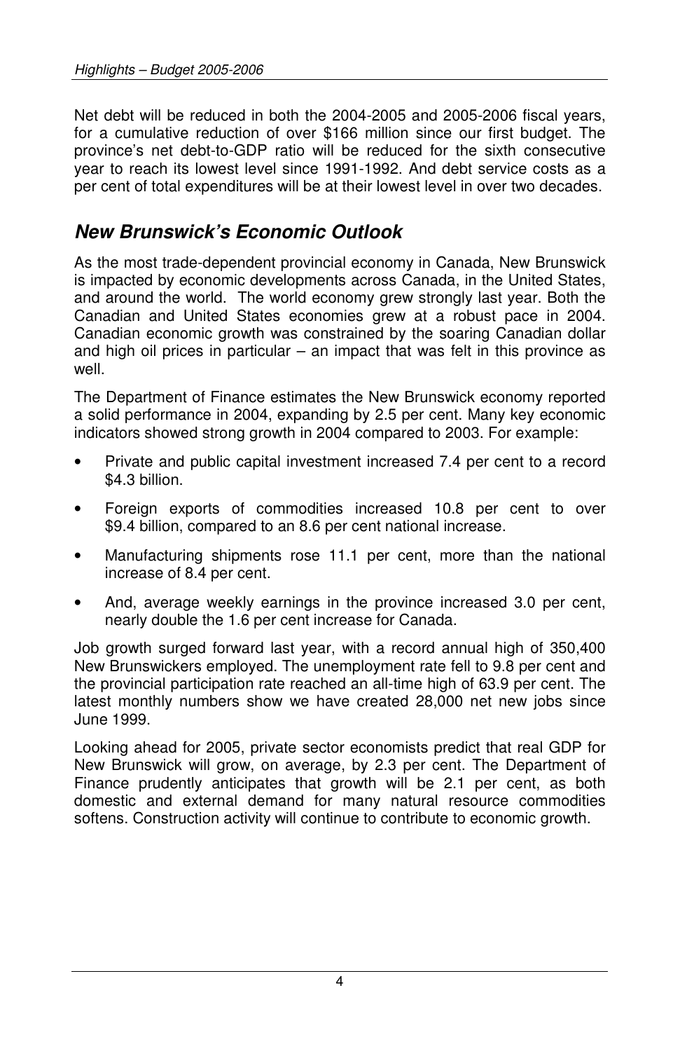Net debt will be reduced in both the 2004-2005 and 2005-2006 fiscal years, for a cumulative reduction of over $166 million since our first budget. The province's net debt-to-GDP ratio will be reduced for the sixth consecutive year to reach its lowest level since 1991-1992. And debt service costs as a per cent of total expenditures will be at their lowest level in over two decades.

## *New Brunswick's Economic Outlook*

As the most trade-dependent provincial economy in Canada, New Brunswick is impacted by economic developments across Canada, in the United States, and around the world. The world economy grew strongly last year. Both the Canadian and United States economies grew at a robust pace in 2004. Canadian economic growth was constrained by the soaring Canadian dollar and high oil prices in particular – an impact that was felt in this province as well.

The Department of Finance estimates the New Brunswick economy reported a solid performance in 2004, expanding by 2.5 per cent. Many key economic indicators showed strong growth in 2004 compared to 2003. For example:

- Private and public capital investment increased 7.4 per cent to a record $4.3 billion.
- Foreign exports of commodities increased 10.8 per cent to over $9.4 billion, compared to an 8.6 per cent national increase.
- Manufacturing shipments rose 11.1 per cent, more than the national increase of 8.4 per cent.
- And, average weekly earnings in the province increased 3.0 per cent, nearly double the 1.6 per cent increase for Canada.

Job growth surged forward last year, with a record annual high of 350,400 New Brunswickers employed. The unemployment rate fell to 9.8 per cent and the provincial participation rate reached an all-time high of 63.9 per cent. The latest monthly numbers show we have created 28,000 net new jobs since June 1999.

Looking ahead for 2005, private sector economists predict that real GDP for New Brunswick will grow, on average, by 2.3 per cent. The Department of Finance prudently anticipates that growth will be 2.1 per cent, as both domestic and external demand for many natural resource commodities softens. Construction activity will continue to contribute to economic growth.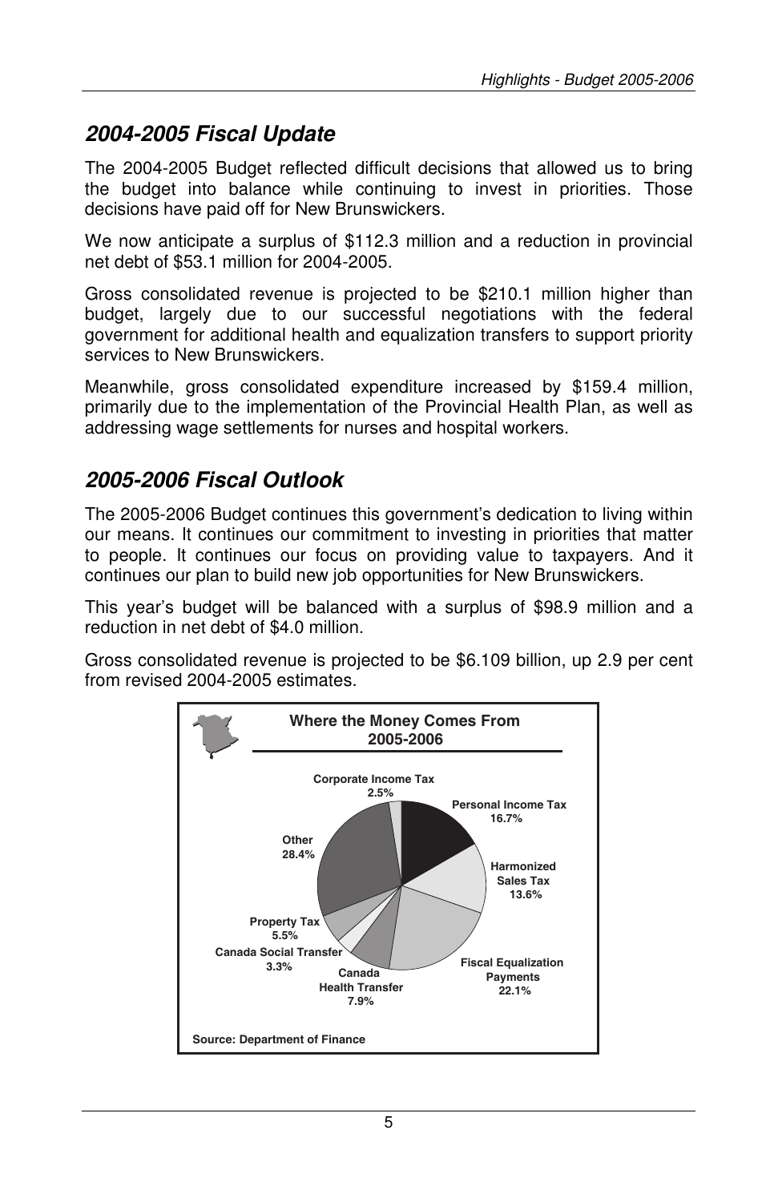## 2004-2005 Fiscal Update

The 2004-2005 Budget reflected difficult decisions that allowed us to bring the budget into balance while continuing to invest in priorities. Those decisions have paid off for New Brunswickers.

We now anticipate a surplus of $112.3 million and a reduction in provincial net debt of $53.1 million for 2004-2005.

Gross consolidated revenue is projected to be $210.1 million higher than budget, largely due to our successful negotiations with the federal government for additional health and equalization transfers to support priority services to New Brunswickers.

Meanwhile, gross consolidated expenditure increased by $159.4 million, primarily due to the implementation of the Provincial Health Plan, as well as addressing wage settlements for nurses and hospital workers.

## 2005-2006 Fiscal Outlook

The 2005-2006 Budget continues this government's dedication to living within our means. It continues our commitment to investing in priorities that matter to people. It continues our focus on providing value to taxpayers. And it continues our plan to build new job opportunities for New Brunswickers.

This year's budget will be balanced with a surplus of $98.9 million and a reduction in net debt of $4.0 million.

Gross consolidated revenue is projected to be $6.109 billion, up 2.9 per cent from revised 2004-2005 estimates.

**Where the Money Comes From 2005-2006**

| Source | Share |
|---|---|
| Personal Income Tax | 16.7% |
| Harmonized Sales Tax | 13.6% |
| Fiscal Equalization Payments | 22.1% |
| Canada Health Transfer | 7.9% |
| Canada Social Transfer | 3.3% |
| Property Tax | 5.5% |
| Other | 28.4% |
| Corporate Income Tax | 2.5% |

Source: Department of Finance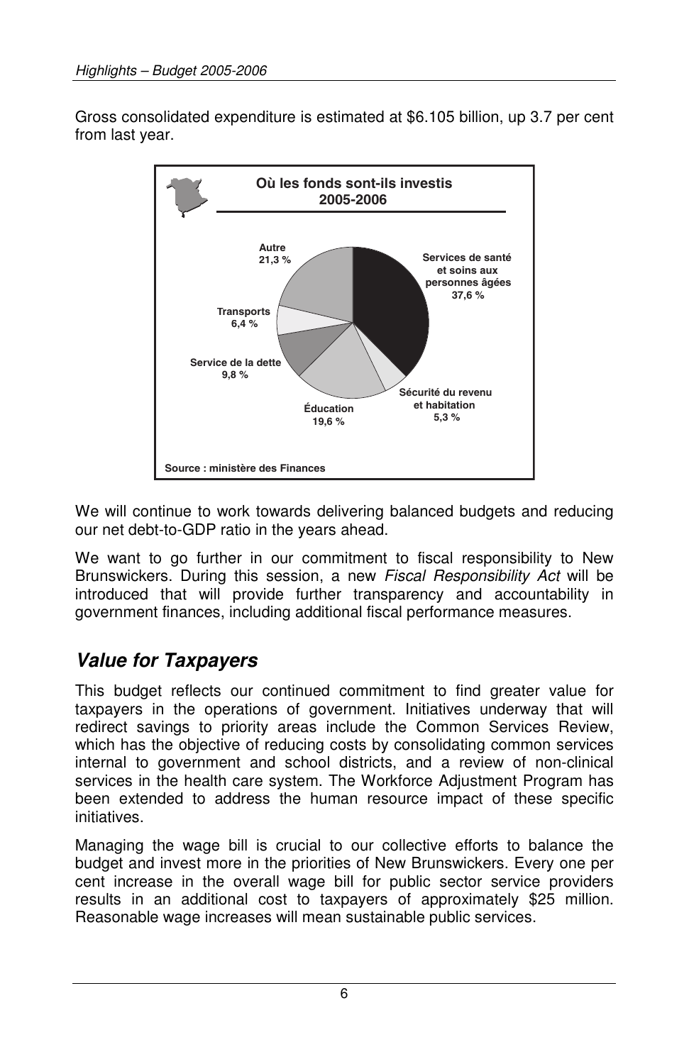Gross consolidated expenditure is estimated at $6.105 billion, up 3.7 per cent from last year.

**Où les fonds sont-ils investis 2005-2006**

| Catégorie | % |
|---|---|
| Services de santé et soins aux personnes âgées | 37,6 % |
| Sécurité du revenu et habitation | 5,3 % |
| Éducation | 19,6 % |
| Service de la dette | 9,8 % |
| Transports | 6,4 % |
| Autre | 21,3 % |

Source : ministère des Finances

We will continue to work towards delivering balanced budgets and reducing our net debt-to-GDP ratio in the years ahead.

We want to go further in our commitment to fiscal responsibility to New Brunswickers. During this session, a new *Fiscal Responsibility Act* will be introduced that will provide further transparency and accountability in government finances, including additional fiscal performance measures.

## *Value for Taxpayers*

This budget reflects our continued commitment to find greater value for taxpayers in the operations of government. Initiatives underway that will redirect savings to priority areas include the Common Services Review, which has the objective of reducing costs by consolidating common services internal to government and school districts, and a review of non-clinical services in the health care system. The Workforce Adjustment Program has been extended to address the human resource impact of these specific initiatives.

Managing the wage bill is crucial to our collective efforts to balance the budget and invest more in the priorities of New Brunswickers. Every one per cent increase in the overall wage bill for public sector service providers results in an additional cost to taxpayers of approximately $25 million. Reasonable wage increases will mean sustainable public services.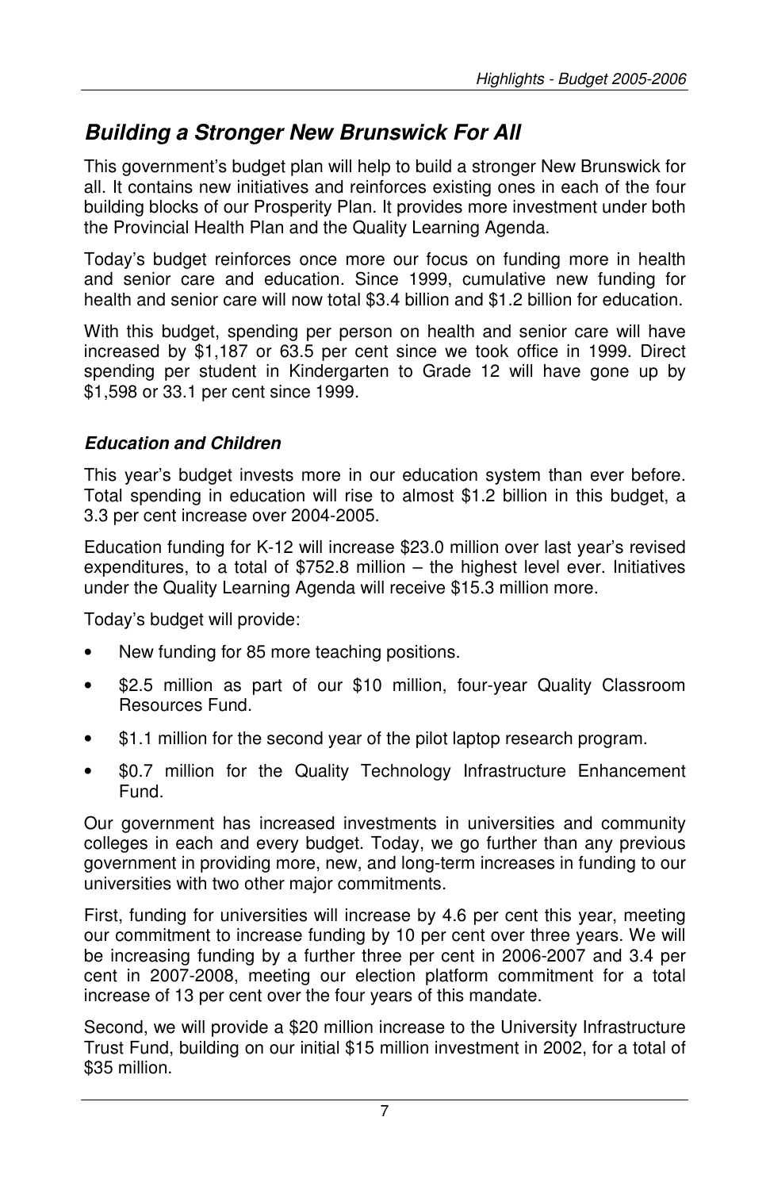## *Building a Stronger New Brunswick For All*

This government's budget plan will help to build a stronger New Brunswick for all. It contains new initiatives and reinforces existing ones in each of the four building blocks of our Prosperity Plan. It provides more investment under both the Provincial Health Plan and the Quality Learning Agenda.

Today's budget reinforces once more our focus on funding more in health and senior care and education. Since 1999, cumulative new funding for health and senior care will now total $3.4 billion and $1.2 billion for education.

With this budget, spending per person on health and senior care will have increased by $1,187 or 63.5 per cent since we took office in 1999. Direct spending per student in Kindergarten to Grade 12 will have gone up by $1,598 or 33.1 per cent since 1999.

### *Education and Children*

This year's budget invests more in our education system than ever before. Total spending in education will rise to almost $1.2 billion in this budget, a 3.3 per cent increase over 2004-2005.

Education funding for K-12 will increase $23.0 million over last year's revised expenditures, to a total of $752.8 million – the highest level ever. Initiatives under the Quality Learning Agenda will receive $15.3 million more.

Today's budget will provide:

- New funding for 85 more teaching positions.
- $2.5 million as part of our $10 million, four-year Quality Classroom Resources Fund.
- $1.1 million for the second year of the pilot laptop research program.
- $0.7 million for the Quality Technology Infrastructure Enhancement Fund.

Our government has increased investments in universities and community colleges in each and every budget. Today, we go further than any previous government in providing more, new, and long-term increases in funding to our universities with two other major commitments.

First, funding for universities will increase by 4.6 per cent this year, meeting our commitment to increase funding by 10 per cent over three years. We will be increasing funding by a further three per cent in 2006-2007 and 3.4 per cent in 2007-2008, meeting our election platform commitment for a total increase of 13 per cent over the four years of this mandate.

Second, we will provide a $20 million increase to the University Infrastructure Trust Fund, building on our initial $15 million investment in 2002, for a total of $35 million.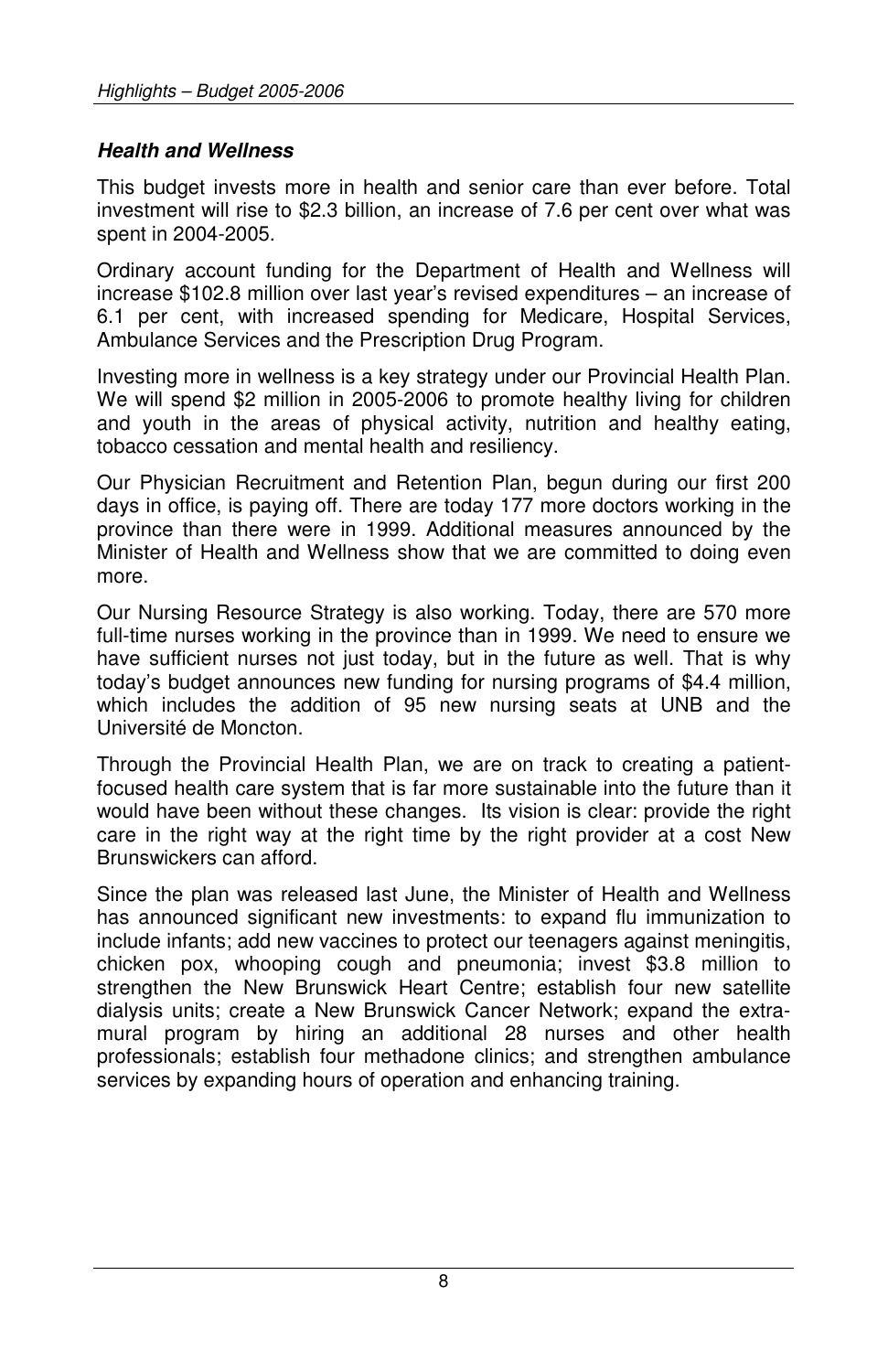## *Health and Wellness*

This budget invests more in health and senior care than ever before. Total investment will rise to $2.3 billion, an increase of 7.6 per cent over what was spent in 2004-2005.

Ordinary account funding for the Department of Health and Wellness will increase $102.8 million over last year's revised expenditures – an increase of 6.1 per cent, with increased spending for Medicare, Hospital Services, Ambulance Services and the Prescription Drug Program.

Investing more in wellness is a key strategy under our Provincial Health Plan. We will spend $2 million in 2005-2006 to promote healthy living for children and youth in the areas of physical activity, nutrition and healthy eating, tobacco cessation and mental health and resiliency.

Our Physician Recruitment and Retention Plan, begun during our first 200 days in office, is paying off. There are today 177 more doctors working in the province than there were in 1999. Additional measures announced by the Minister of Health and Wellness show that we are committed to doing even more.

Our Nursing Resource Strategy is also working. Today, there are 570 more full-time nurses working in the province than in 1999. We need to ensure we have sufficient nurses not just today, but in the future as well. That is why today's budget announces new funding for nursing programs of $4.4 million, which includes the addition of 95 new nursing seats at UNB and the Université de Moncton.

Through the Provincial Health Plan, we are on track to creating a patient-focused health care system that is far more sustainable into the future than it would have been without these changes. Its vision is clear: provide the right care in the right way at the right time by the right provider at a cost New Brunswickers can afford.

Since the plan was released last June, the Minister of Health and Wellness has announced significant new investments: to expand flu immunization to include infants; add new vaccines to protect our teenagers against meningitis, chicken pox, whooping cough and pneumonia; invest $3.8 million to strengthen the New Brunswick Heart Centre; establish four new satellite dialysis units; create a New Brunswick Cancer Network; expand the extra-mural program by hiring an additional 28 nurses and other health professionals; establish four methadone clinics; and strengthen ambulance services by expanding hours of operation and enhancing training.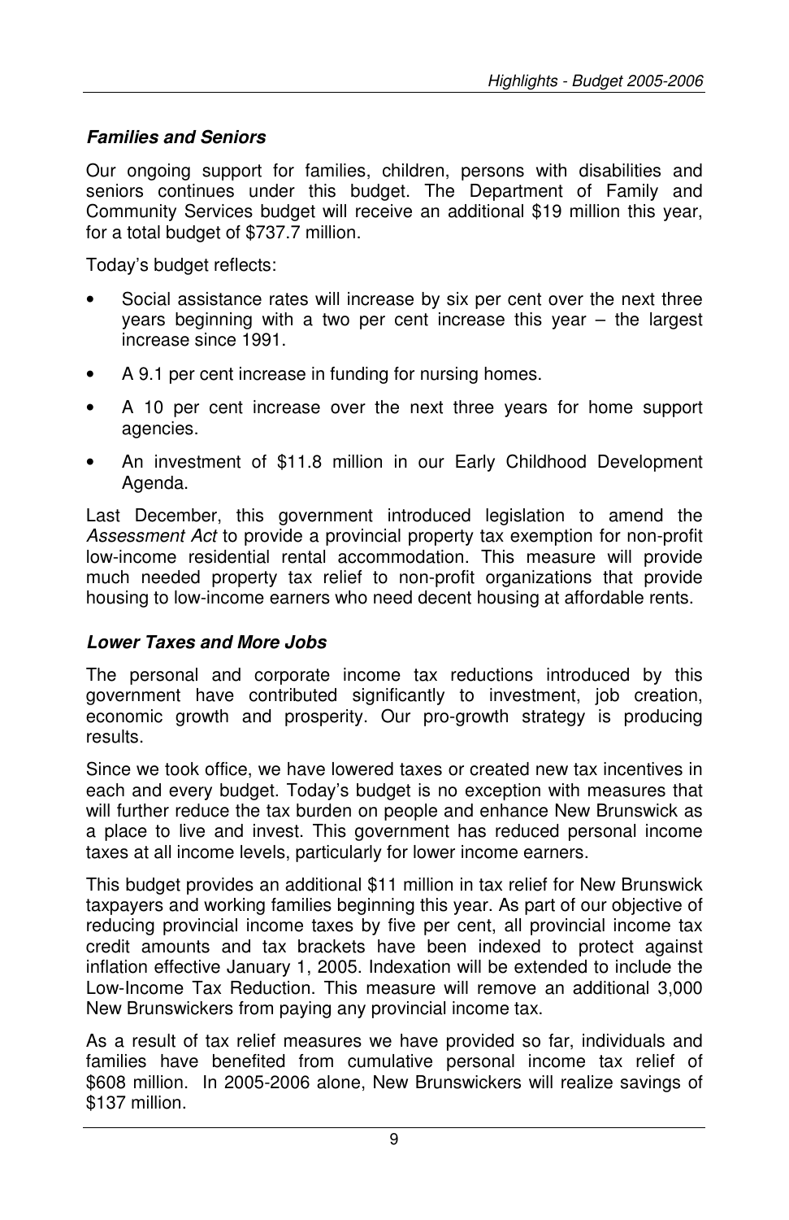### *Families and Seniors*

Our ongoing support for families, children, persons with disabilities and seniors continues under this budget. The Department of Family and Community Services budget will receive an additional $19 million this year, for a total budget of $737.7 million.

Today's budget reflects:

- Social assistance rates will increase by six per cent over the next three years beginning with a two per cent increase this year – the largest increase since 1991.
- A 9.1 per cent increase in funding for nursing homes.
- A 10 per cent increase over the next three years for home support agencies.
- An investment of $11.8 million in our Early Childhood Development Agenda.

Last December, this government introduced legislation to amend the *Assessment Act* to provide a provincial property tax exemption for non-profit low-income residential rental accommodation. This measure will provide much needed property tax relief to non-profit organizations that provide housing to low-income earners who need decent housing at affordable rents.

### *Lower Taxes and More Jobs*

The personal and corporate income tax reductions introduced by this government have contributed significantly to investment, job creation, economic growth and prosperity. Our pro-growth strategy is producing results.

Since we took office, we have lowered taxes or created new tax incentives in each and every budget. Today's budget is no exception with measures that will further reduce the tax burden on people and enhance New Brunswick as a place to live and invest. This government has reduced personal income taxes at all income levels, particularly for lower income earners.

This budget provides an additional $11 million in tax relief for New Brunswick taxpayers and working families beginning this year. As part of our objective of reducing provincial income taxes by five per cent, all provincial income tax credit amounts and tax brackets have been indexed to protect against inflation effective January 1, 2005. Indexation will be extended to include the Low-Income Tax Reduction. This measure will remove an additional 3,000 New Brunswickers from paying any provincial income tax.

As a result of tax relief measures we have provided so far, individuals and families have benefited from cumulative personal income tax relief of $608 million. In 2005-2006 alone, New Brunswickers will realize savings of $137 million.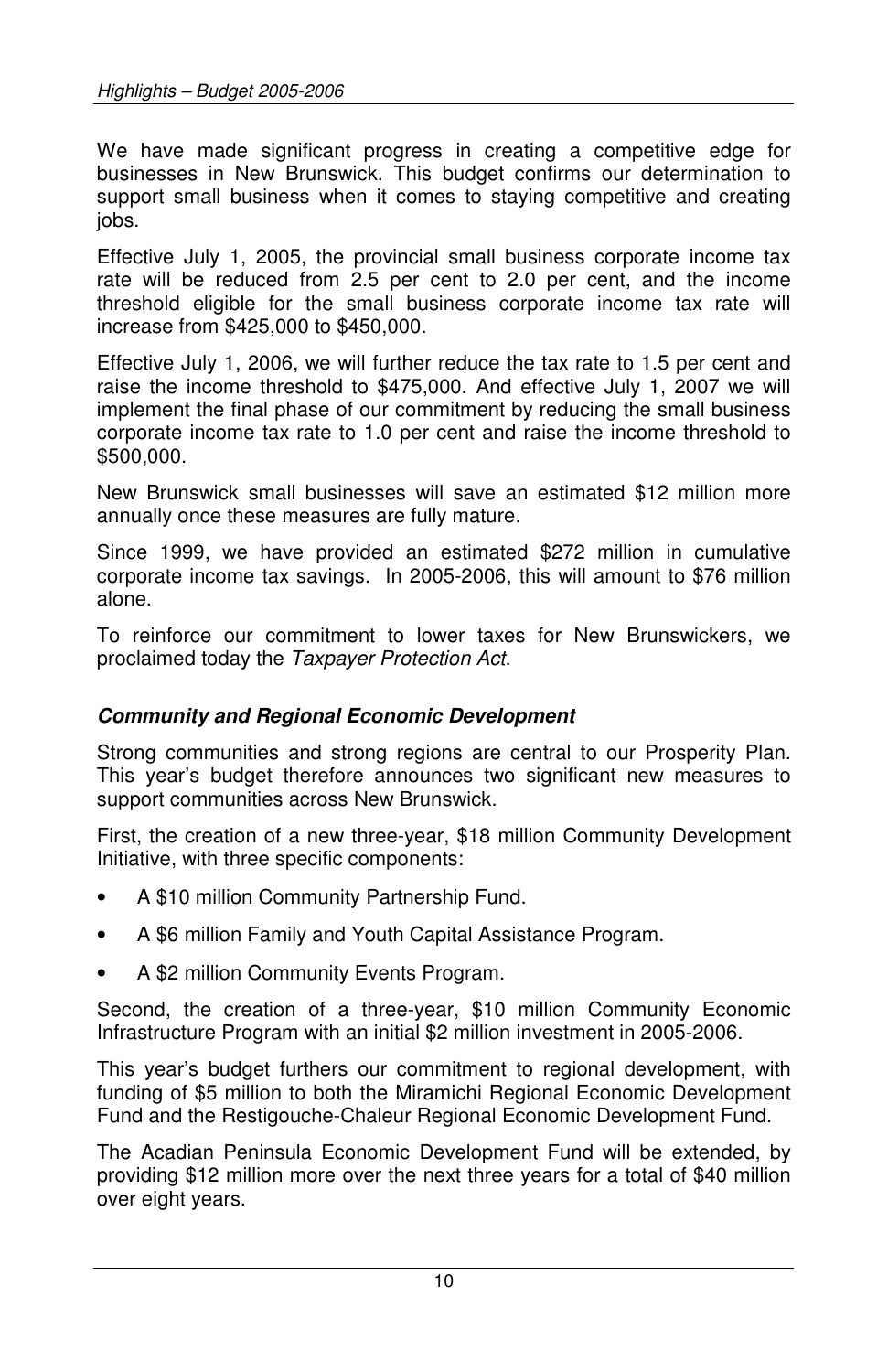We have made significant progress in creating a competitive edge for businesses in New Brunswick. This budget confirms our determination to support small business when it comes to staying competitive and creating jobs.

Effective July 1, 2005, the provincial small business corporate income tax rate will be reduced from 2.5 per cent to 2.0 per cent, and the income threshold eligible for the small business corporate income tax rate will increase from $425,000 to $450,000.

Effective July 1, 2006, we will further reduce the tax rate to 1.5 per cent and raise the income threshold to $475,000. And effective July 1, 2007 we will implement the final phase of our commitment by reducing the small business corporate income tax rate to 1.0 per cent and raise the income threshold to $500,000.

New Brunswick small businesses will save an estimated $12 million more annually once these measures are fully mature.

Since 1999, we have provided an estimated $272 million in cumulative corporate income tax savings. In 2005-2006, this will amount to $76 million alone.

To reinforce our commitment to lower taxes for New Brunswickers, we proclaimed today the *Taxpayer Protection Act*.

### ***Community and Regional Economic Development***

Strong communities and strong regions are central to our Prosperity Plan. This year's budget therefore announces two significant new measures to support communities across New Brunswick.

First, the creation of a new three-year, $18 million Community Development Initiative, with three specific components:

- A $10 million Community Partnership Fund.
- A $6 million Family and Youth Capital Assistance Program.
- A $2 million Community Events Program.

Second, the creation of a three-year, $10 million Community Economic Infrastructure Program with an initial $2 million investment in 2005-2006.

This year's budget furthers our commitment to regional development, with funding of $5 million to both the Miramichi Regional Economic Development Fund and the Restigouche-Chaleur Regional Economic Development Fund.

The Acadian Peninsula Economic Development Fund will be extended, by providing $12 million more over the next three years for a total of $40 million over eight years.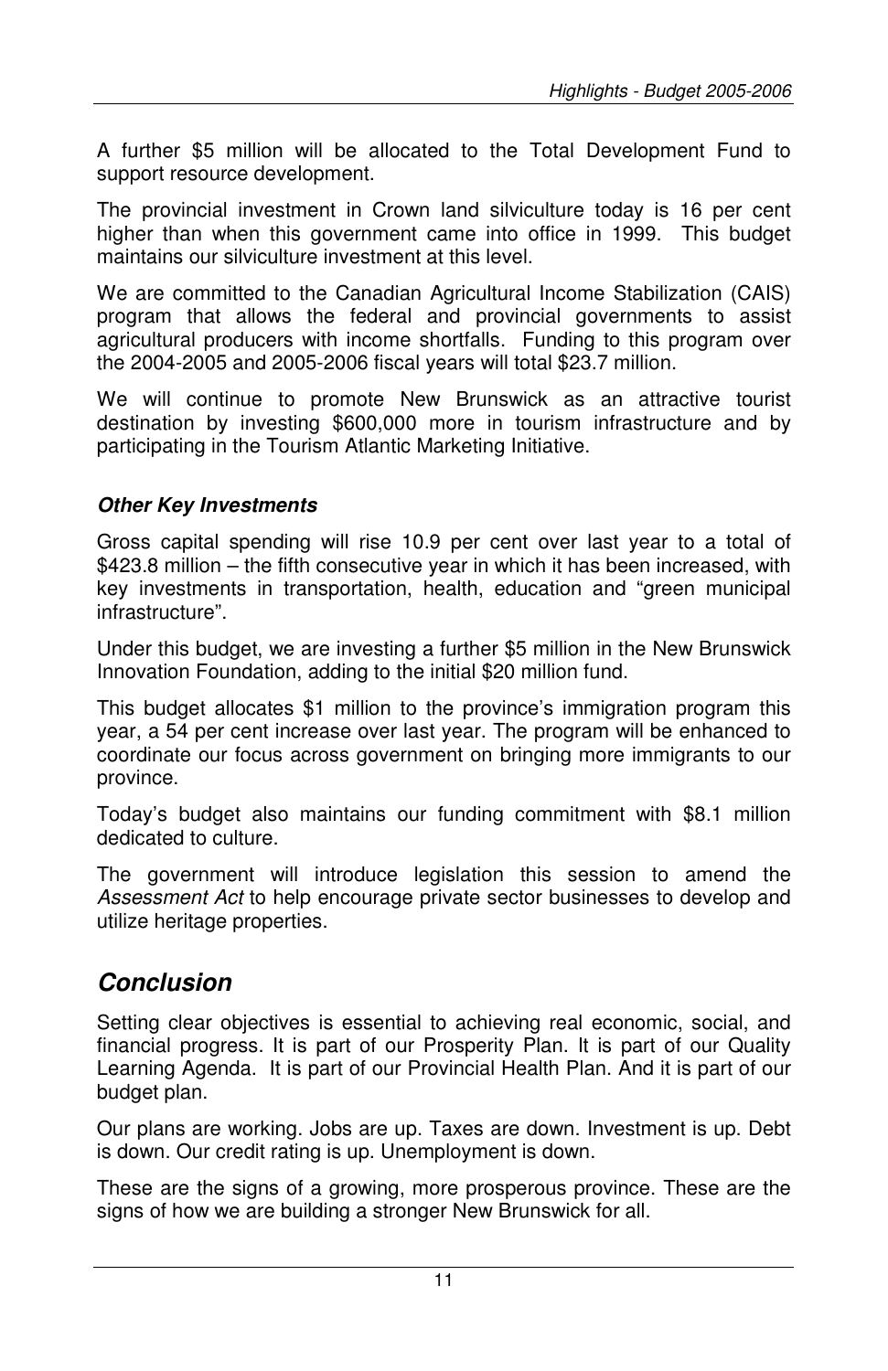A further $5 million will be allocated to the Total Development Fund to support resource development.

The provincial investment in Crown land silviculture today is 16 per cent higher than when this government came into office in 1999. This budget maintains our silviculture investment at this level.

We are committed to the Canadian Agricultural Income Stabilization (CAIS) program that allows the federal and provincial governments to assist agricultural producers with income shortfalls. Funding to this program over the 2004-2005 and 2005-2006 fiscal years will total $23.7 million.

We will continue to promote New Brunswick as an attractive tourist destination by investing $600,000 more in tourism infrastructure and by participating in the Tourism Atlantic Marketing Initiative.

### *Other Key Investments*

Gross capital spending will rise 10.9 per cent over last year to a total of $423.8 million – the fifth consecutive year in which it has been increased, with key investments in transportation, health, education and "green municipal infrastructure".

Under this budget, we are investing a further $5 million in the New Brunswick Innovation Foundation, adding to the initial $20 million fund.

This budget allocates $1 million to the province's immigration program this year, a 54 per cent increase over last year. The program will be enhanced to coordinate our focus across government on bringing more immigrants to our province.

Today's budget also maintains our funding commitment with $8.1 million dedicated to culture.

The government will introduce legislation this session to amend the *Assessment Act* to help encourage private sector businesses to develop and utilize heritage properties.

## *Conclusion*

Setting clear objectives is essential to achieving real economic, social, and financial progress. It is part of our Prosperity Plan. It is part of our Quality Learning Agenda. It is part of our Provincial Health Plan. And it is part of our budget plan.

Our plans are working. Jobs are up. Taxes are down. Investment is up. Debt is down. Our credit rating is up. Unemployment is down.

These are the signs of a growing, more prosperous province. These are the signs of how we are building a stronger New Brunswick for all.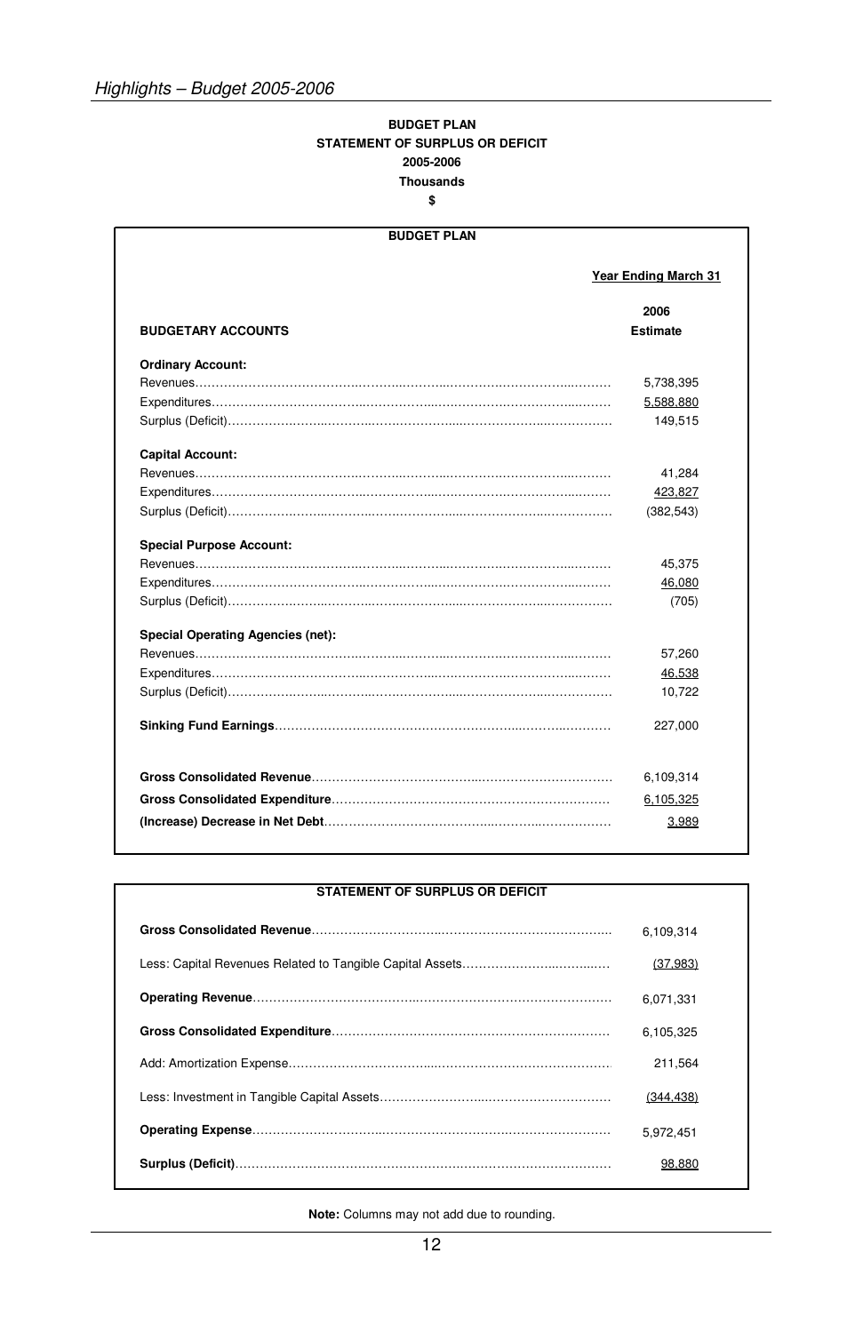**BUDGET PLAN**
**STATEMENT OF SURPLUS OR DEFICIT**
**2005-2006**
**Thousands**
**$**

| BUDGET PLAN | |
|---|---|
| | **Year Ending March 31** |
| **BUDGETARY ACCOUNTS** | **2006 Estimate** |
| **Ordinary Account:** | |
| Revenues | 5,738,395 |
| Expenditures | 5,588,880 |
| Surplus (Deficit) | 149,515 |
| **Capital Account:** | |
| Revenues | 41,284 |
| Expenditures | 423,827 |
| Surplus (Deficit) | (382,543) |
| **Special Purpose Account:** | |
| Revenues | 45,375 |
| Expenditures | 46,080 |
| Surplus (Deficit) | (705) |
| **Special Operating Agencies (net):** | |
| Revenues | 57,260 |
| Expenditures | 46,538 |
| Surplus (Deficit) | 10,722 |
| **Sinking Fund Earnings** | 227,000 |
| **Gross Consolidated Revenue** | 6,109,314 |
| **Gross Consolidated Expenditure** | 6,105,325 |
| **(Increase) Decrease in Net Debt** | 3,989 |

| STATEMENT OF SURPLUS OR DEFICIT | |
|---|---|
| **Gross Consolidated Revenue** | 6,109,314 |
| Less: Capital Revenues Related to Tangible Capital Assets | (37,983) |
| **Operating Revenue** | 6,071,331 |
| **Gross Consolidated Expenditure** | 6,105,325 |
| Add: Amortization Expense | 211,564 |
| Less: Investment in Tangible Capital Assets | (344,438) |
| **Operating Expense** | 5,972,451 |
| **Surplus (Deficit)** | 98,880 |

**Note:** Columns may not add due to rounding.